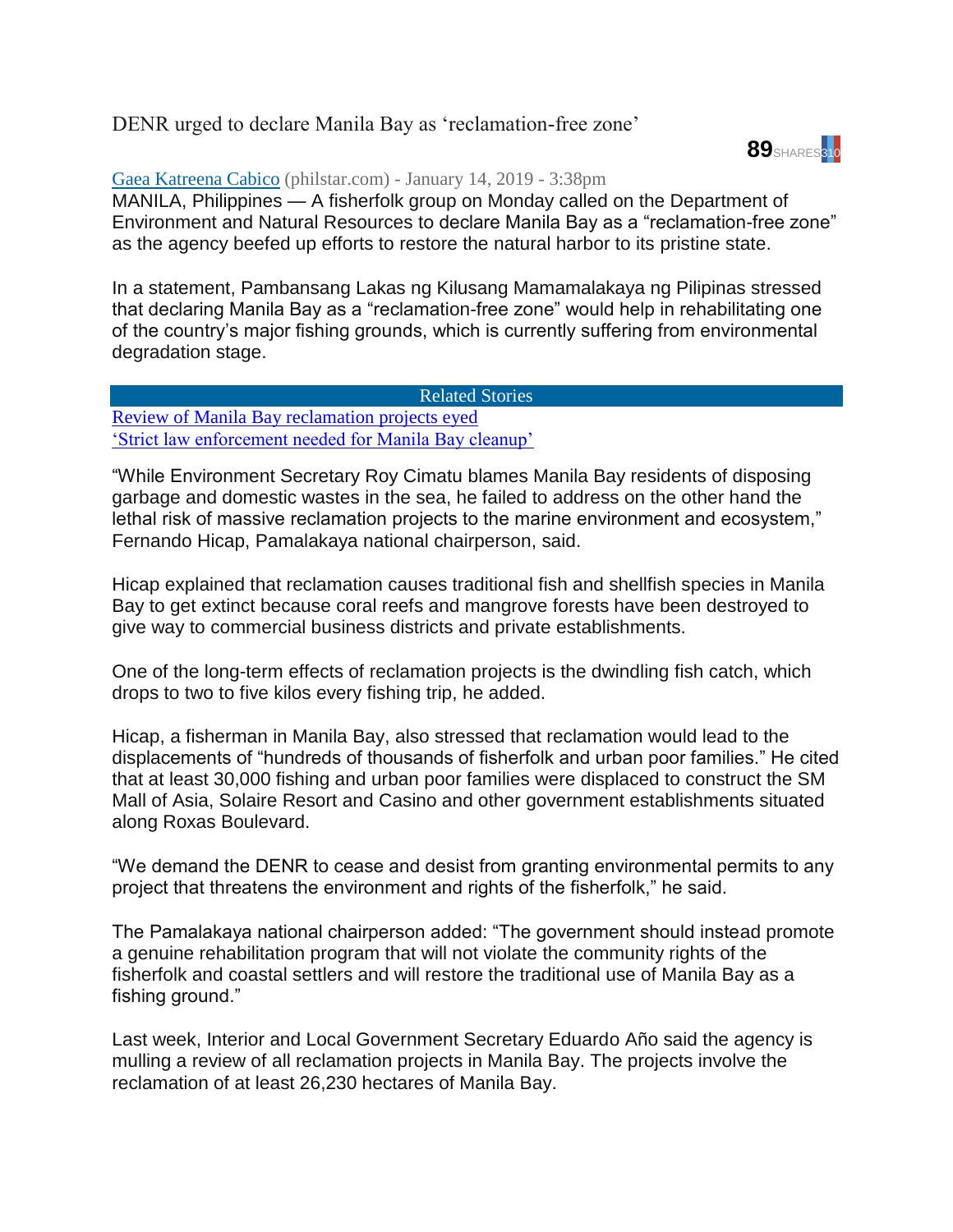# DENR urged to declare Manila Bay as 'reclamation-free zone'

89 SHARES 310

[Gaea Katreena Cabico](#) (philstar.com) - January 14, 2019 - 3:38pm

MANILA, Philippines — A fisherfolk group on Monday called on the Department of Environment and Natural Resources to declare Manila Bay as a "reclamation-free zone" as the agency beefed up efforts to restore the natural harbor to its pristine state.

In a statement, Pambansang Lakas ng Kilusang Mamamalakaya ng Pilipinas stressed that declaring Manila Bay as a "reclamation-free zone" would help in rehabilitating one of the country's major fishing grounds, which is currently suffering from environmental degradation stage.

**Related Stories**

- Review of Manila Bay reclamation projects eyed
- 'Strict law enforcement needed for Manila Bay cleanup'

"While Environment Secretary Roy Cimatu blames Manila Bay residents of disposing garbage and domestic wastes in the sea, he failed to address on the other hand the lethal risk of massive reclamation projects to the marine environment and ecosystem," Fernando Hicap, Pamalakaya national chairperson, said.

Hicap explained that reclamation causes traditional fish and shellfish species in Manila Bay to get extinct because coral reefs and mangrove forests have been destroyed to give way to commercial business districts and private establishments.

One of the long-term effects of reclamation projects is the dwindling fish catch, which drops to two to five kilos every fishing trip, he added.

Hicap, a fisherman in Manila Bay, also stressed that reclamation would lead to the displacements of "hundreds of thousands of fisherfolk and urban poor families." He cited that at least 30,000 fishing and urban poor families were displaced to construct the SM Mall of Asia, Solaire Resort and Casino and other government establishments situated along Roxas Boulevard.

"We demand the DENR to cease and desist from granting environmental permits to any project that threatens the environment and rights of the fisherfolk," he said.

The Pamalakaya national chairperson added: "The government should instead promote a genuine rehabilitation program that will not violate the community rights of the fisherfolk and coastal settlers and will restore the traditional use of Manila Bay as a fishing ground."

Last week, Interior and Local Government Secretary Eduardo Año said the agency is mulling a review of all reclamation projects in Manila Bay. The projects involve the reclamation of at least 26,230 hectares of Manila Bay.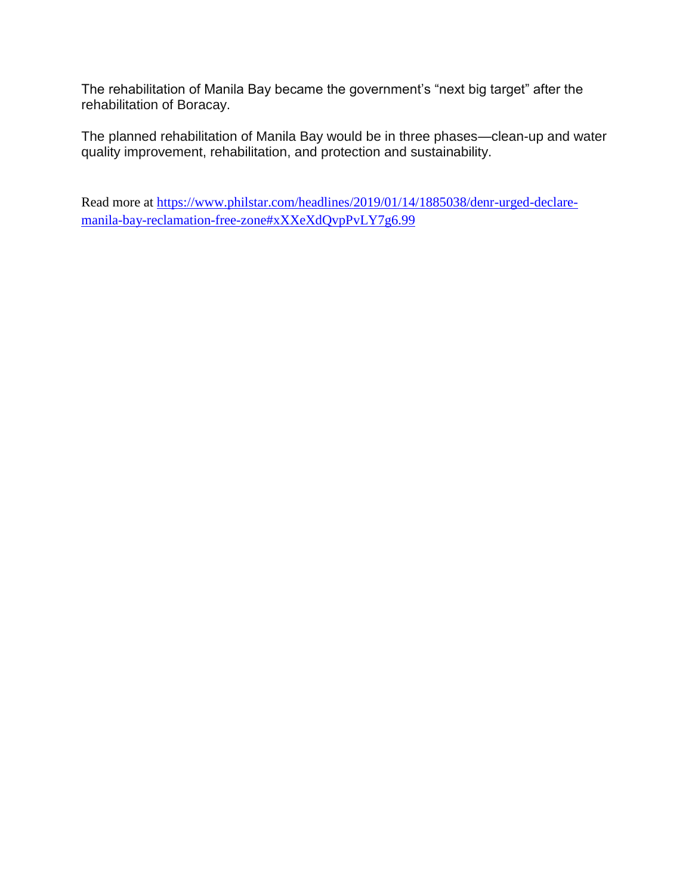The rehabilitation of Manila Bay became the government's "next big target" after the rehabilitation of Boracay.

The planned rehabilitation of Manila Bay would be in three phases—clean-up and water quality improvement, rehabilitation, and protection and sustainability.

Read more at [https://www.philstar.com/headlines/2019/01/14/1885038/denr-urged-declare-manila-bay-reclamation-free-zone#xXXeXdQvpPvLY7g6.99](https://www.philstar.com/headlines/2019/01/14/1885038/denr-urged-declare-manila-bay-reclamation-free-zone#xXXeXdQvpPvLY7g6.99)